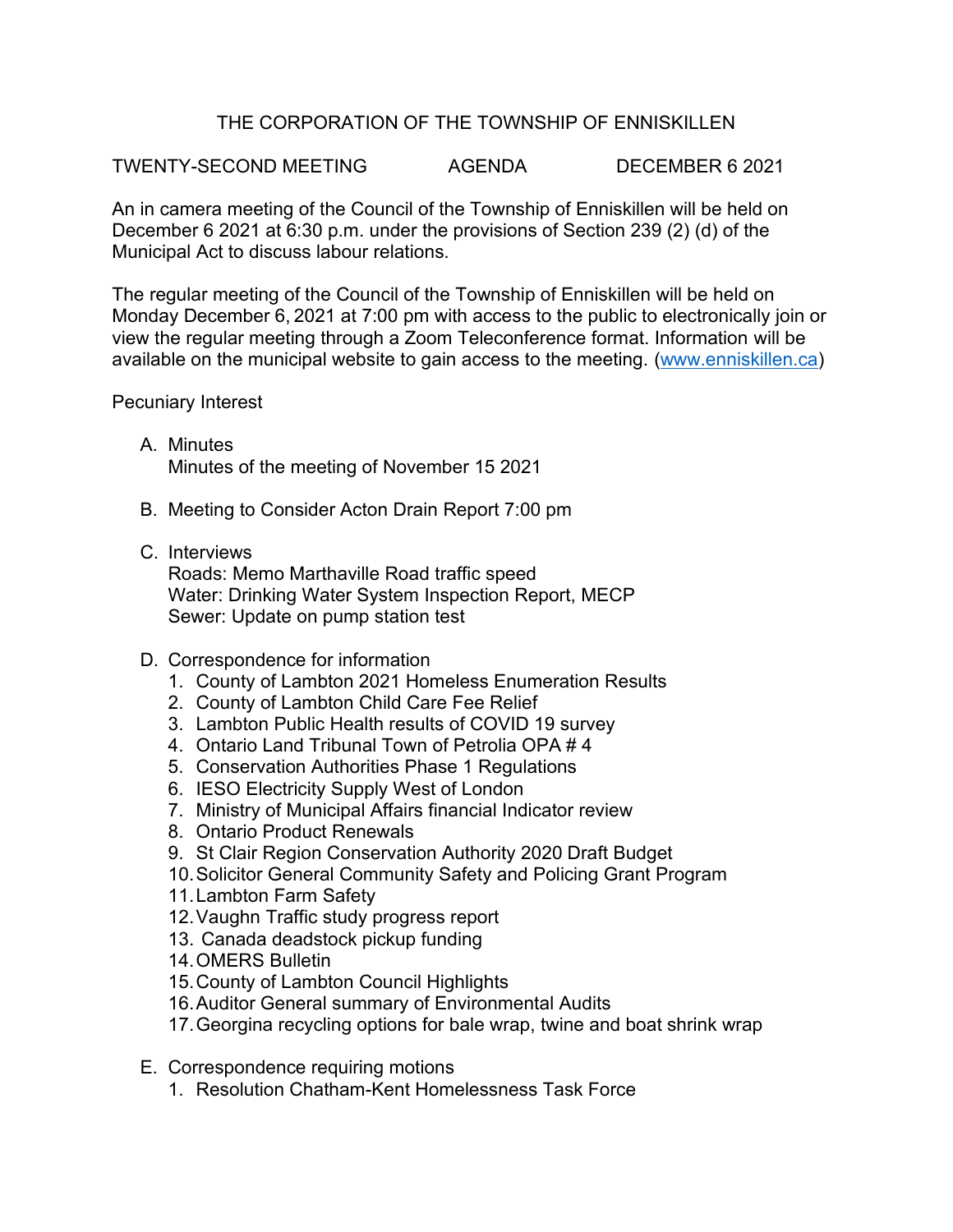# THE CORPORATION OF THE TOWNSHIP OF ENNISKILLEN

TWENTY-SECOND MEETING AGENDA DECEMBER 6 2021

An in camera meeting of the Council of the Township of Enniskillen will be held on December 6 2021 at 6:30 p.m. under the provisions of Section 239 (2) (d) of the Municipal Act to discuss labour relations.

The regular meeting of the Council of the Township of Enniskillen will be held on Monday December 6, 2021 at 7:00 pm with access to the public to electronically join or view the regular meeting through a Zoom Teleconference format. Information will be available on the municipal website to gain access to the meeting. ([www.enniskillen.ca](www.enniskillen.ca))

Pecuniary Interest

A. Minutes
   Minutes of the meeting of November 15 2021

B. Meeting to Consider Acton Drain Report 7:00 pm

C. Interviews
   Roads: Memo Marthaville Road traffic speed
   Water: Drinking Water System Inspection Report, MECP
   Sewer: Update on pump station test

D. Correspondence for information
   1. County of Lambton 2021 Homeless Enumeration Results
   2. County of Lambton Child Care Fee Relief
   3. Lambton Public Health results of COVID 19 survey
   4. Ontario Land Tribunal Town of Petrolia OPA # 4
   5. Conservation Authorities Phase 1 Regulations
   6. IESO Electricity Supply West of London
   7. Ministry of Municipal Affairs financial Indicator review
   8. Ontario Product Renewals
   9. St Clair Region Conservation Authority 2020 Draft Budget
   10. Solicitor General Community Safety and Policing Grant Program
   11. Lambton Farm Safety
   12. Vaughn Traffic study progress report
   13. Canada deadstock pickup funding
   14. OMERS Bulletin
   15. County of Lambton Council Highlights
   16. Auditor General summary of Environmental Audits
   17. Georgina recycling options for bale wrap, twine and boat shrink wrap

E. Correspondence requiring motions
   1. Resolution Chatham-Kent Homelessness Task Force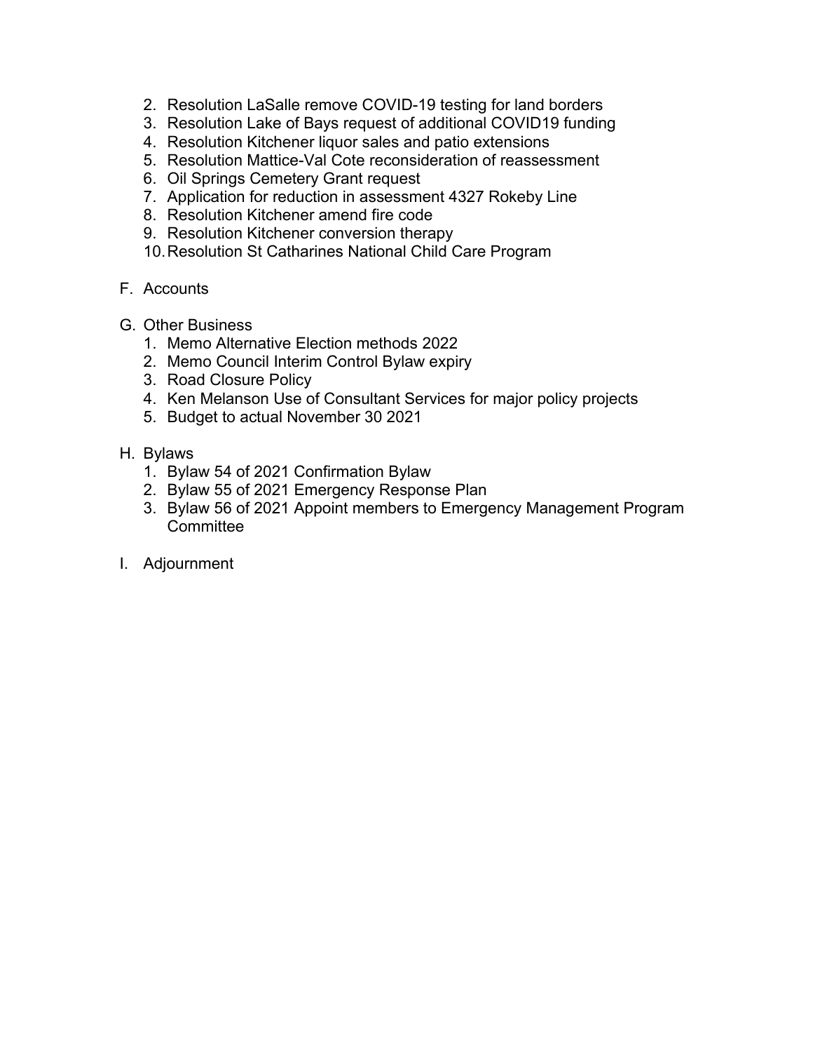2. Resolution LaSalle remove COVID-19 testing for land borders
3. Resolution Lake of Bays request of additional COVID19 funding
4. Resolution Kitchener liquor sales and patio extensions
5. Resolution Mattice-Val Cote reconsideration of reassessment
6. Oil Springs Cemetery Grant request
7. Application for reduction in assessment 4327 Rokeby Line
8. Resolution Kitchener amend fire code
9. Resolution Kitchener conversion therapy
10. Resolution St Catharines National Child Care Program

F. Accounts

G. Other Business
   1. Memo Alternative Election methods 2022
   2. Memo Council Interim Control Bylaw expiry
   3. Road Closure Policy
   4. Ken Melanson Use of Consultant Services for major policy projects
   5. Budget to actual November 30 2021

H. Bylaws
   1. Bylaw 54 of 2021 Confirmation Bylaw
   2. Bylaw 55 of 2021 Emergency Response Plan
   3. Bylaw 56 of 2021 Appoint members to Emergency Management Program Committee

I. Adjournment